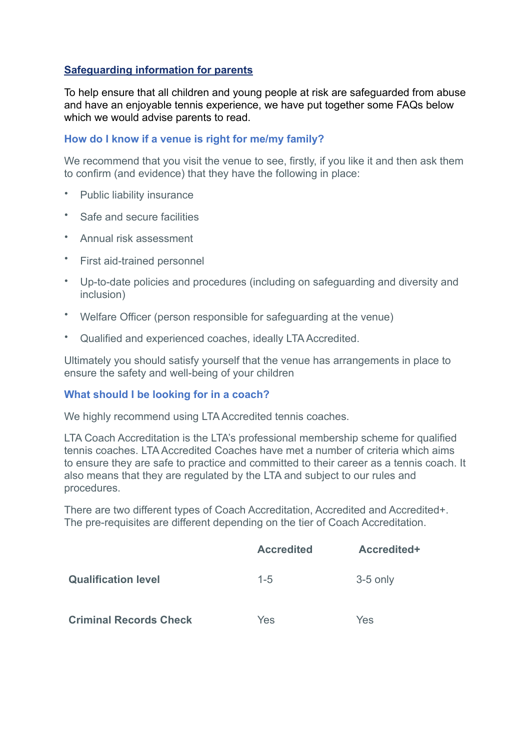## Safeguarding information for parents

To help ensure that all children and young people at risk are safeguarded from abuse and have an enjoyable tennis experience, we have put together some FAQs below which we would advise parents to read.

### How do I know if a venue is right for me/my family?

We recommend that you visit the venue to see, firstly, if you like it and then ask them to confirm (and evidence) that they have the following in place:

- Public liability insurance
- Safe and secure facilities
- Annual risk assessment
- First aid-trained personnel
- Up-to-date policies and procedures (including on safeguarding and diversity and inclusion)
- Welfare Officer (person responsible for safeguarding at the venue)
- Qualified and experienced coaches, ideally LTA Accredited.

Ultimately you should satisfy yourself that the venue has arrangements in place to ensure the safety and well-being of your children

### What should I be looking for in a coach?

We highly recommend using LTA Accredited tennis coaches.

LTA Coach Accreditation is the LTA's professional membership scheme for qualified tennis coaches. LTA Accredited Coaches have met a number of criteria which aims to ensure they are safe to practice and committed to their career as a tennis coach. It also means that they are regulated by the LTA and subject to our rules and procedures.

There are two different types of Coach Accreditation, Accredited and Accredited+. The pre-requisites are different depending on the tier of Coach Accreditation.

| | **Accredited** | **Accredited+** |
|---|---|---|
| **Qualification level** | 1-5 | 3-5 only |
| **Criminal Records Check** | Yes | Yes |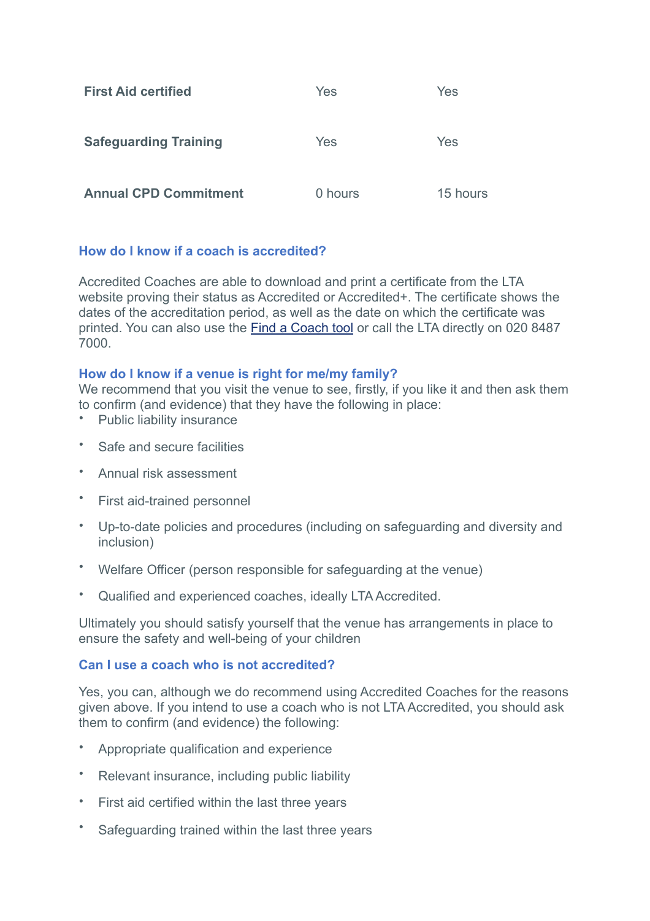| | | |
|---|---|---|
| **First Aid certified** | Yes | Yes |
| **Safeguarding Training** | Yes | Yes |
| **Annual CPD Commitment** | 0 hours | 15 hours |

### How do I know if a coach is accredited?

Accredited Coaches are able to download and print a certificate from the LTA website proving their status as Accredited or Accredited+. The certificate shows the dates of the accreditation period, as well as the date on which the certificate was printed. You can also use the [Find a Coach tool]() or call the LTA directly on 020 8487 7000.

### How do I know if a venue is right for me/my family?

We recommend that you visit the venue to see, firstly, if you like it and then ask them to confirm (and evidence) that they have the following in place:

- Public liability insurance
- Safe and secure facilities
- Annual risk assessment
- First aid-trained personnel
- Up-to-date policies and procedures (including on safeguarding and diversity and inclusion)
- Welfare Officer (person responsible for safeguarding at the venue)
- Qualified and experienced coaches, ideally LTA Accredited.

Ultimately you should satisfy yourself that the venue has arrangements in place to ensure the safety and well-being of your children

### Can I use a coach who is not accredited?

Yes, you can, although we do recommend using Accredited Coaches for the reasons given above. If you intend to use a coach who is not LTA Accredited, you should ask them to confirm (and evidence) the following:

- Appropriate qualification and experience
- Relevant insurance, including public liability
- First aid certified within the last three years
- Safeguarding trained within the last three years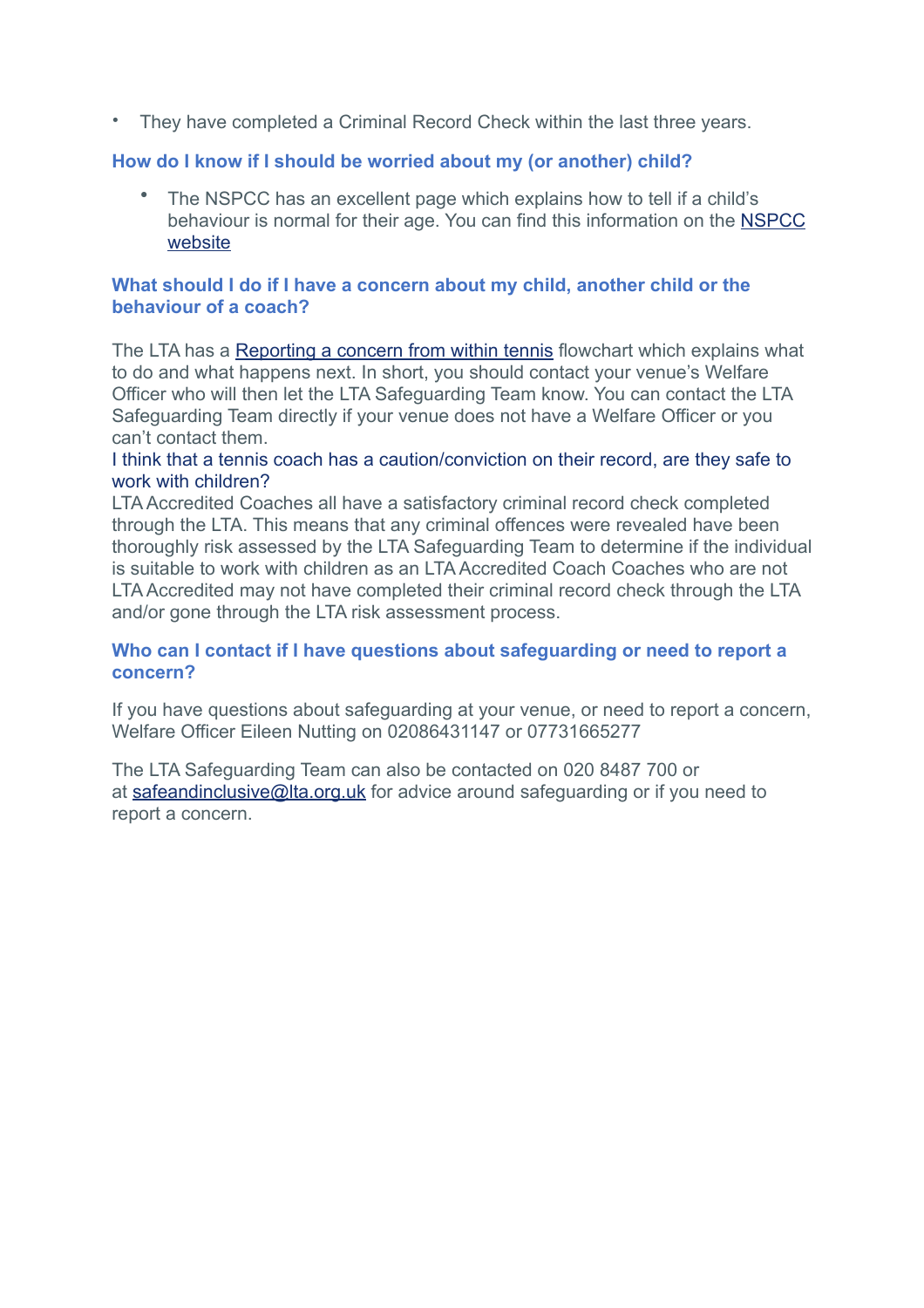- They have completed a Criminal Record Check within the last three years.

### How do I know if I should be worried about my (or another) child?

- The NSPCC has an excellent page which explains how to tell if a child's behaviour is normal for their age. You can find this information on the [NSPCC website]()

### What should I do if I have a concern about my child, another child or the behaviour of a coach?

The LTA has a [Reporting a concern from within tennis]() flowchart which explains what to do and what happens next. In short, you should contact your venue's Welfare Officer who will then let the LTA Safeguarding Team know. You can contact the LTA Safeguarding Team directly if your venue does not have a Welfare Officer or you can't contact them.

I think that a tennis coach has a caution/conviction on their record, are they safe to work with children?

LTA Accredited Coaches all have a satisfactory criminal record check completed through the LTA. This means that any criminal offences were revealed have been thoroughly risk assessed by the LTA Safeguarding Team to determine if the individual is suitable to work with children as an LTA Accredited Coach Coaches who are not LTA Accredited may not have completed their criminal record check through the LTA and/or gone through the LTA risk assessment process.

### Who can I contact if I have questions about safeguarding or need to report a concern?

If you have questions about safeguarding at your venue, or need to report a concern, Welfare Officer Eileen Nutting on 02086431147 or 07731665277

The LTA Safeguarding Team can also be contacted on 020 8487 700 or at [safeandinclusive@lta.org.uk](mailto:safeandinclusive@lta.org.uk) for advice around safeguarding or if you need to report a concern.